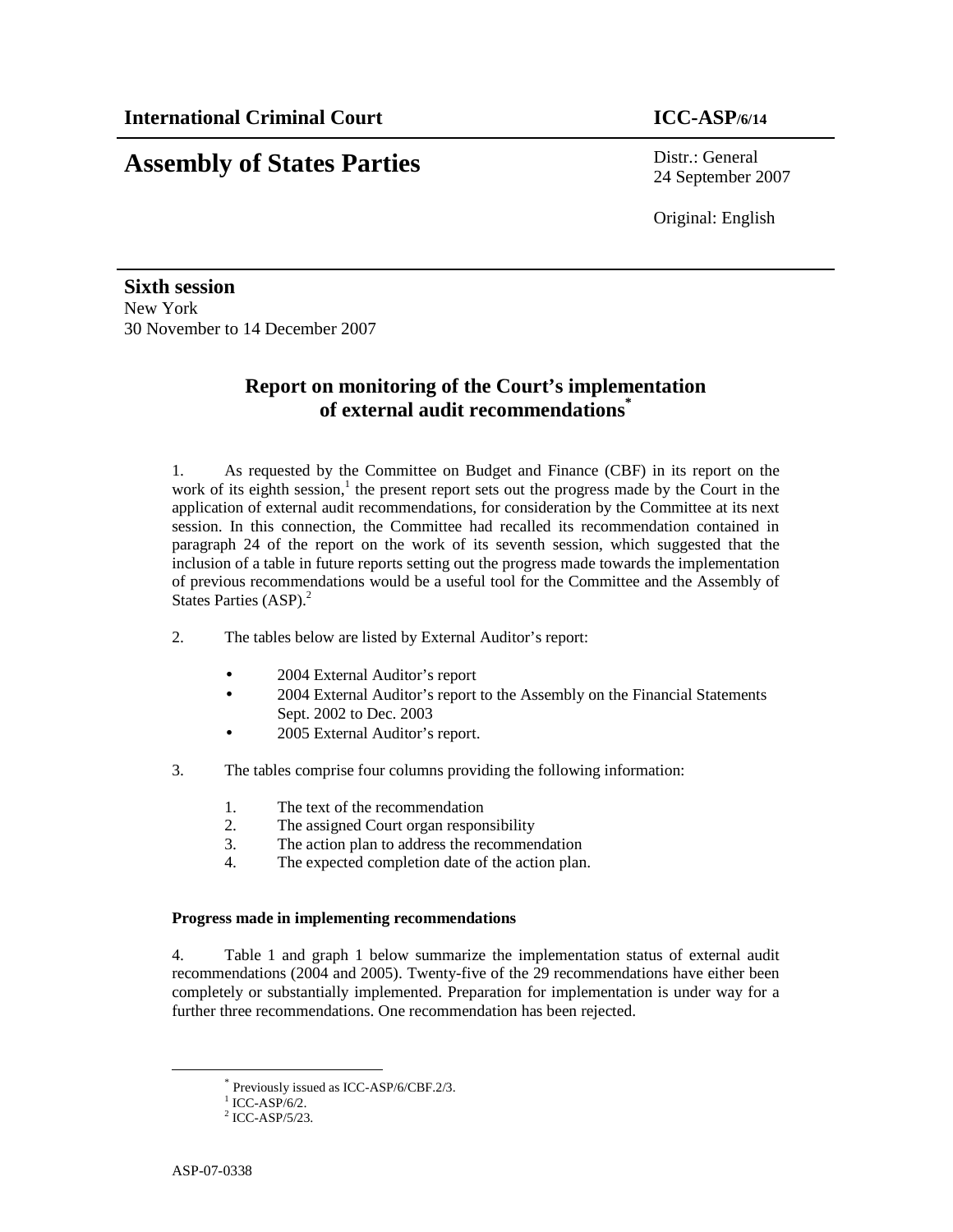**International Criminal Court** **ICC-ASP/6/14**

# Assembly of States Parties

Distr.: General
24 September 2007

Original: English

**Sixth session**
New York
30 November to 14 December 2007

## Report on monitoring of the Court's implementation of external audit recommendations*

1. As requested by the Committee on Budget and Finance (CBF) in its report on the work of its eighth session,[1] the present report sets out the progress made by the Court in the application of external audit recommendations, for consideration by the Committee at its next session. In this connection, the Committee had recalled its recommendation contained in paragraph 24 of the report on the work of its seventh session, which suggested that the inclusion of a table in future reports setting out the progress made towards the implementation of previous recommendations would be a useful tool for the Committee and the Assembly of States Parties (ASP).[2]

2. The tables below are listed by External Auditor's report:

- 2004 External Auditor's report
- 2004 External Auditor's report to the Assembly on the Financial Statements Sept. 2002 to Dec. 2003
- 2005 External Auditor's report.

3. The tables comprise four columns providing the following information:

1. The text of the recommendation
2. The assigned Court organ responsibility
3. The action plan to address the recommendation
4. The expected completion date of the action plan.

**Progress made in implementing recommendations**

4. Table 1 and graph 1 below summarize the implementation status of external audit recommendations (2004 and 2005). Twenty-five of the 29 recommendations have either been completely or substantially implemented. Preparation for implementation is under way for a further three recommendations. One recommendation has been rejected.

---

* Previously issued as ICC-ASP/6/CBF.2/3.
[1] ICC-ASP/6/2.
[2] ICC-ASP/5/23.

ASP-07-0338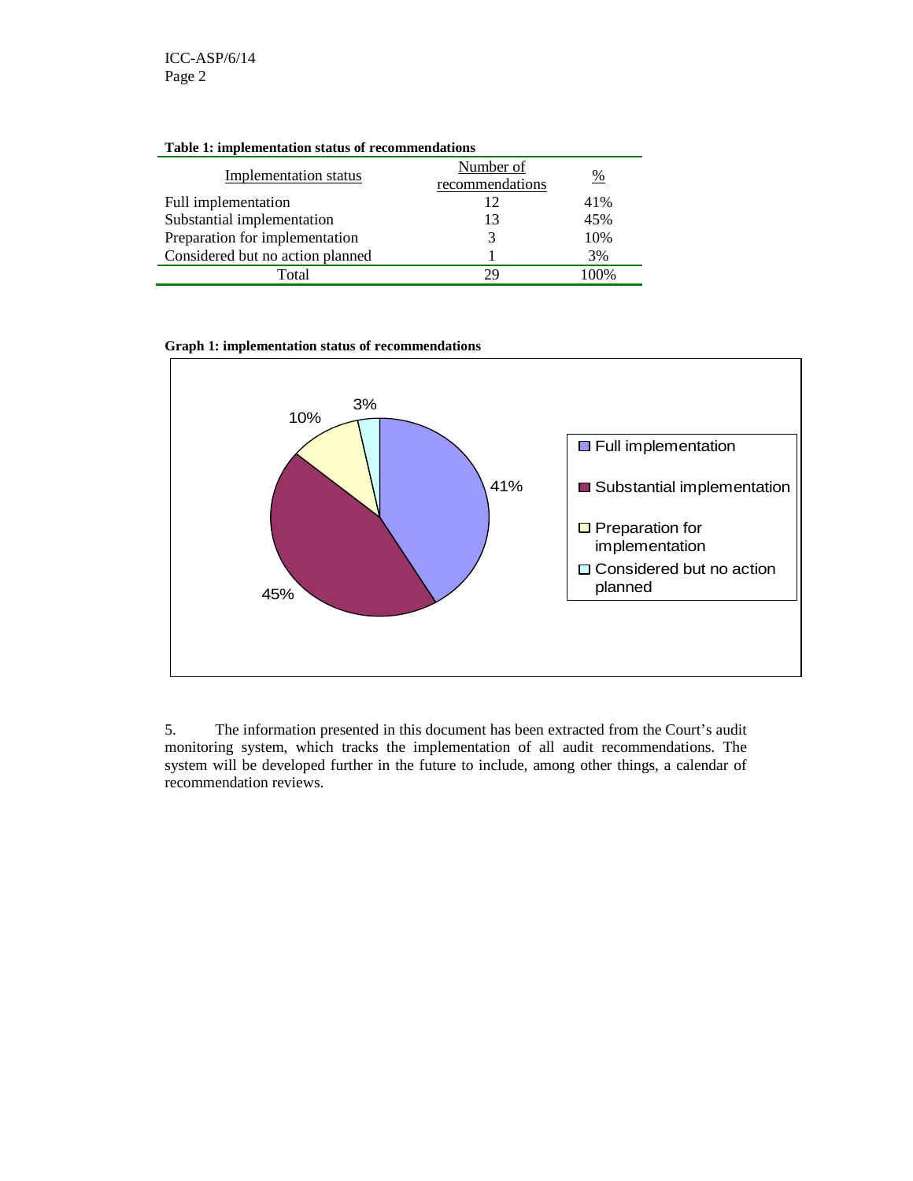**Table 1: implementation status of recommendations**

| Implementation status | Number of recommendations | % |
|---|---|---|
| Full implementation | 12 | 41% |
| Substantial implementation | 13 | 45% |
| Preparation for implementation | 3 | 10% |
| Considered but no action planned | 1 | 3% |
| Total | 29 | 100% |

**Graph 1: implementation status of recommendations**

5. The information presented in this document has been extracted from the Court's audit monitoring system, which tracks the implementation of all audit recommendations. The system will be developed further in the future to include, among other things, a calendar of recommendation reviews.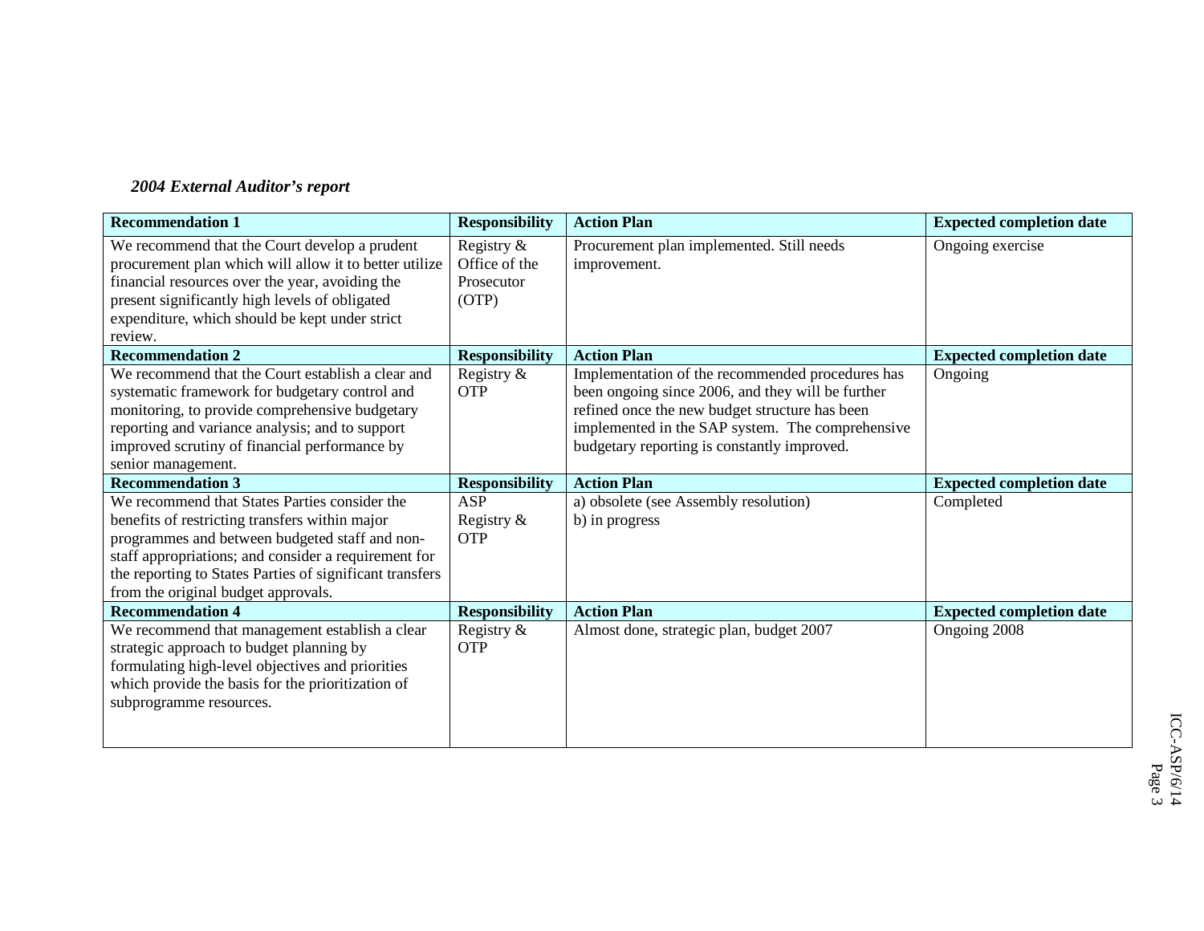*2004 External Auditor's report*

| Recommendation 1 | Responsibility | Action Plan | Expected completion date |
|---|---|---|---|
| We recommend that the Court develop a prudent procurement plan which will allow it to better utilize financial resources over the year, avoiding the present significantly high levels of obligated expenditure, which should be kept under strict review. | Registry & Office of the Prosecutor (OTP) | Procurement plan implemented. Still needs improvement. | Ongoing exercise |
| **Recommendation 2** | **Responsibility** | **Action Plan** | **Expected completion date** |
| We recommend that the Court establish a clear and systematic framework for budgetary control and monitoring, to provide comprehensive budgetary reporting and variance analysis; and to support improved scrutiny of financial performance by senior management. | Registry & OTP | Implementation of the recommended procedures has been ongoing since 2006, and they will be further refined once the new budget structure has been implemented in the SAP system. The comprehensive budgetary reporting is constantly improved. | Ongoing |
| **Recommendation 3** | **Responsibility** | **Action Plan** | **Expected completion date** |
| We recommend that States Parties consider the benefits of restricting transfers within major programmes and between budgeted staff and non-staff appropriations; and consider a requirement for the reporting to States Parties of significant transfers from the original budget approvals. | ASP<br>Registry & OTP | a) obsolete (see Assembly resolution)<br>b) in progress | Completed |
| **Recommendation 4** | **Responsibility** | **Action Plan** | **Expected completion date** |
| We recommend that management establish a clear strategic approach to budget planning by formulating high-level objectives and priorities which provide the basis for the prioritization of subprogramme resources. | Registry & OTP | Almost done, strategic plan, budget 2007 | Ongoing 2008 |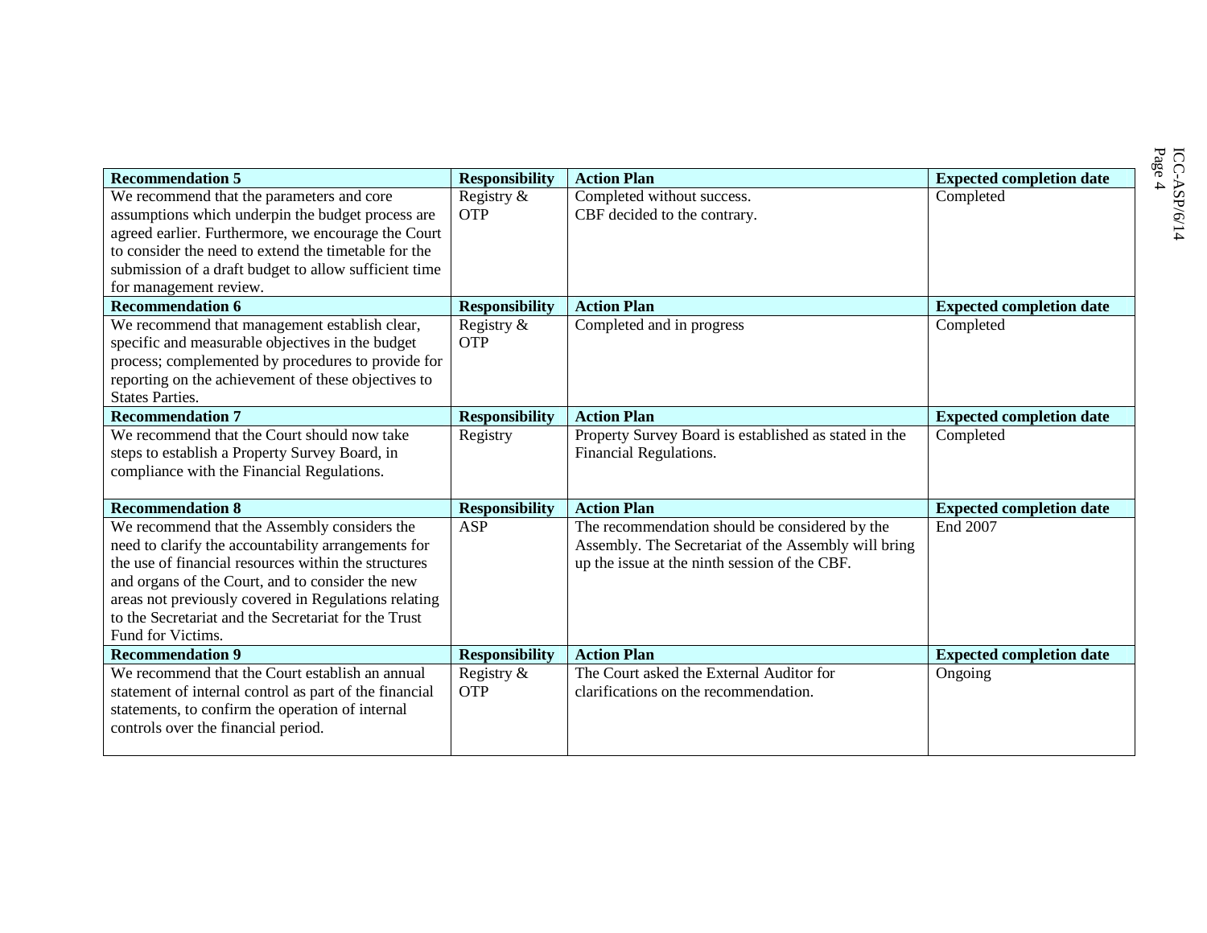| Recommendation 5 | Responsibility | Action Plan | Expected completion date |
|---|---|---|---|
| We recommend that the parameters and core assumptions which underpin the budget process are agreed earlier. Furthermore, we encourage the Court to consider the need to extend the timetable for the submission of a draft budget to allow sufficient time for management review. | Registry & OTP | Completed without success.<br>CBF decided to the contrary. | Completed |
| **Recommendation 6** | **Responsibility** | **Action Plan** | **Expected completion date** |
| We recommend that management establish clear, specific and measurable objectives in the budget process; complemented by procedures to provide for reporting on the achievement of these objectives to States Parties. | Registry & OTP | Completed and in progress | Completed |
| **Recommendation 7** | **Responsibility** | **Action Plan** | **Expected completion date** |
| We recommend that the Court should now take steps to establish a Property Survey Board, in compliance with the Financial Regulations. | Registry | Property Survey Board is established as stated in the Financial Regulations. | Completed |
| **Recommendation 8** | **Responsibility** | **Action Plan** | **Expected completion date** |
| We recommend that the Assembly considers the need to clarify the accountability arrangements for the use of financial resources within the structures and organs of the Court, and to consider the new areas not previously covered in Regulations relating to the Secretariat and the Secretariat for the Trust Fund for Victims. | ASP | The recommendation should be considered by the Assembly. The Secretariat of the Assembly will bring up the issue at the ninth session of the CBF. | End 2007 |
| **Recommendation 9** | **Responsibility** | **Action Plan** | **Expected completion date** |
| We recommend that the Court establish an annual statement of internal control as part of the financial statements, to confirm the operation of internal controls over the financial period. | Registry & OTP | The Court asked the External Auditor for clarifications on the recommendation. | Ongoing |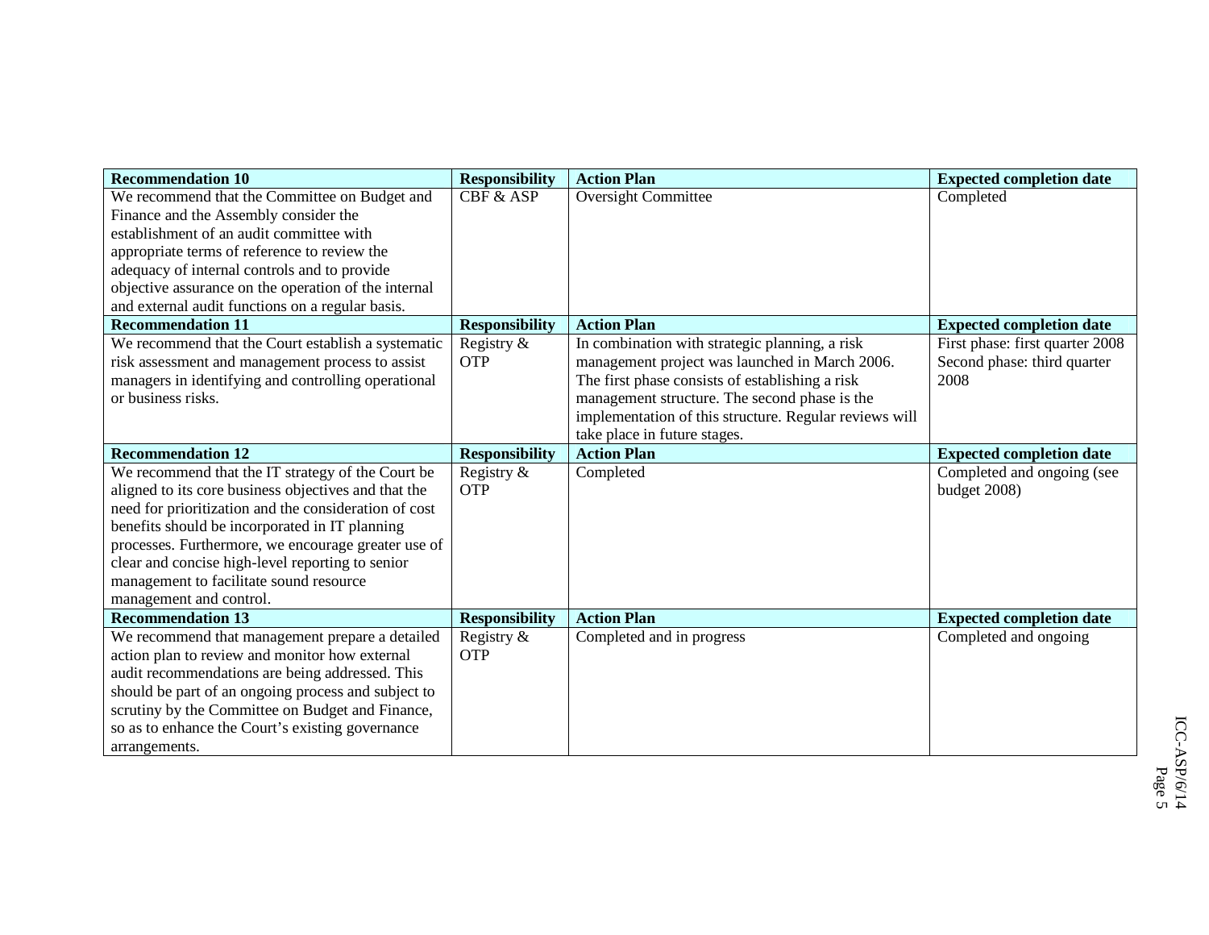| Recommendation 10 | Responsibility | Action Plan | Expected completion date |
|---|---|---|---|
| We recommend that the Committee on Budget and Finance and the Assembly consider the establishment of an audit committee with appropriate terms of reference to review the adequacy of internal controls and to provide objective assurance on the operation of the internal and external audit functions on a regular basis. | CBF & ASP | Oversight Committee | Completed |
| **Recommendation 11** | **Responsibility** | **Action Plan** | **Expected completion date** |
| We recommend that the Court establish a systematic risk assessment and management process to assist managers in identifying and controlling operational or business risks. | Registry & OTP | In combination with strategic planning, a risk management project was launched in March 2006. The first phase consists of establishing a risk management structure. The second phase is the implementation of this structure. Regular reviews will take place in future stages. | First phase: first quarter 2008<br>Second phase: third quarter 2008 |
| **Recommendation 12** | **Responsibility** | **Action Plan** | **Expected completion date** |
| We recommend that the IT strategy of the Court be aligned to its core business objectives and that the need for prioritization and the consideration of cost benefits should be incorporated in IT planning processes. Furthermore, we encourage greater use of clear and concise high-level reporting to senior management to facilitate sound resource management and control. | Registry & OTP | Completed | Completed and ongoing (see budget 2008) |
| **Recommendation 13** | **Responsibility** | **Action Plan** | **Expected completion date** |
| We recommend that management prepare a detailed action plan to review and monitor how external audit recommendations are being addressed. This should be part of an ongoing process and subject to scrutiny by the Committee on Budget and Finance, so as to enhance the Court's existing governance arrangements. | Registry & OTP | Completed and in progress | Completed and ongoing |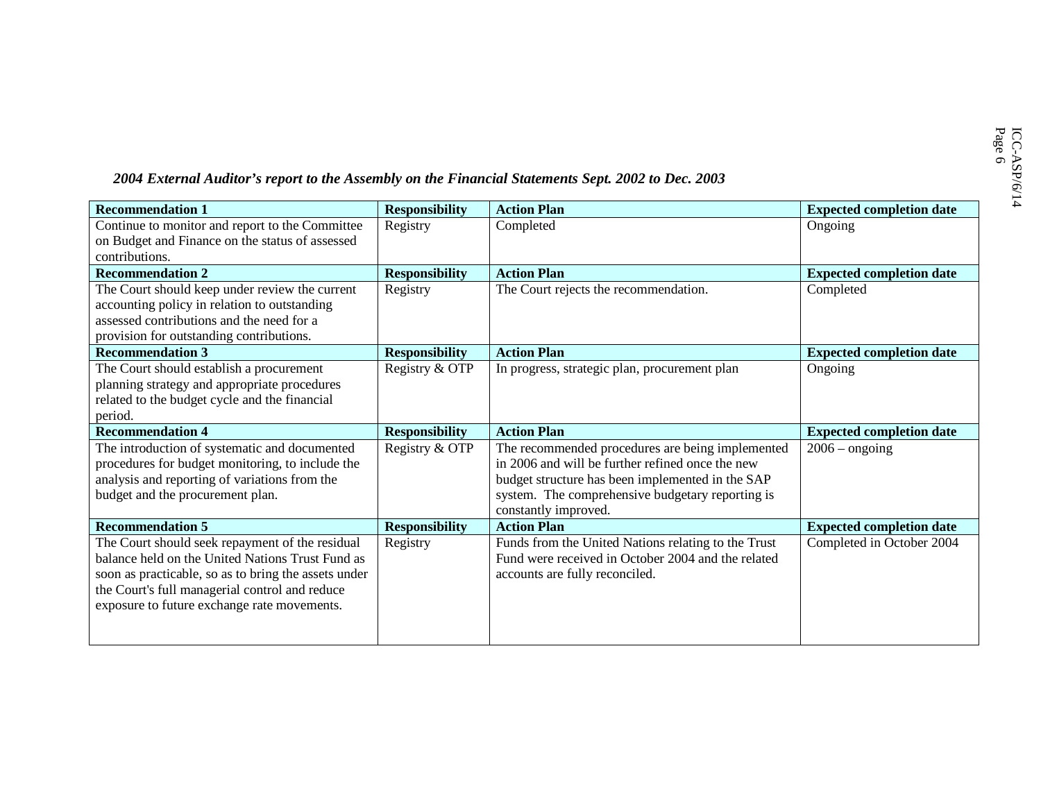*2004 External Auditor's report to the Assembly on the Financial Statements Sept. 2002 to Dec. 2003*

| **Recommendation 1** | **Responsibility** | **Action Plan** | **Expected completion date** |
|---|---|---|---|
| Continue to monitor and report to the Committee on Budget and Finance on the status of assessed contributions. | Registry | Completed | Ongoing |
| **Recommendation 2** | **Responsibility** | **Action Plan** | **Expected completion date** |
| The Court should keep under review the current accounting policy in relation to outstanding assessed contributions and the need for a provision for outstanding contributions. | Registry | The Court rejects the recommendation. | Completed |
| **Recommendation 3** | **Responsibility** | **Action Plan** | **Expected completion date** |
| The Court should establish a procurement planning strategy and appropriate procedures related to the budget cycle and the financial period. | Registry & OTP | In progress, strategic plan, procurement plan | Ongoing |
| **Recommendation 4** | **Responsibility** | **Action Plan** | **Expected completion date** |
| The introduction of systematic and documented procedures for budget monitoring, to include the analysis and reporting of variations from the budget and the procurement plan. | Registry & OTP | The recommended procedures are being implemented in 2006 and will be further refined once the new budget structure has been implemented in the SAP system. The comprehensive budgetary reporting is constantly improved. | 2006 – ongoing |
| **Recommendation 5** | **Responsibility** | **Action Plan** | **Expected completion date** |
| The Court should seek repayment of the residual balance held on the United Nations Trust Fund as soon as practicable, so as to bring the assets under the Court's full managerial control and reduce exposure to future exchange rate movements. | Registry | Funds from the United Nations relating to the Trust Fund were received in October 2004 and the related accounts are fully reconciled. | Completed in October 2004 |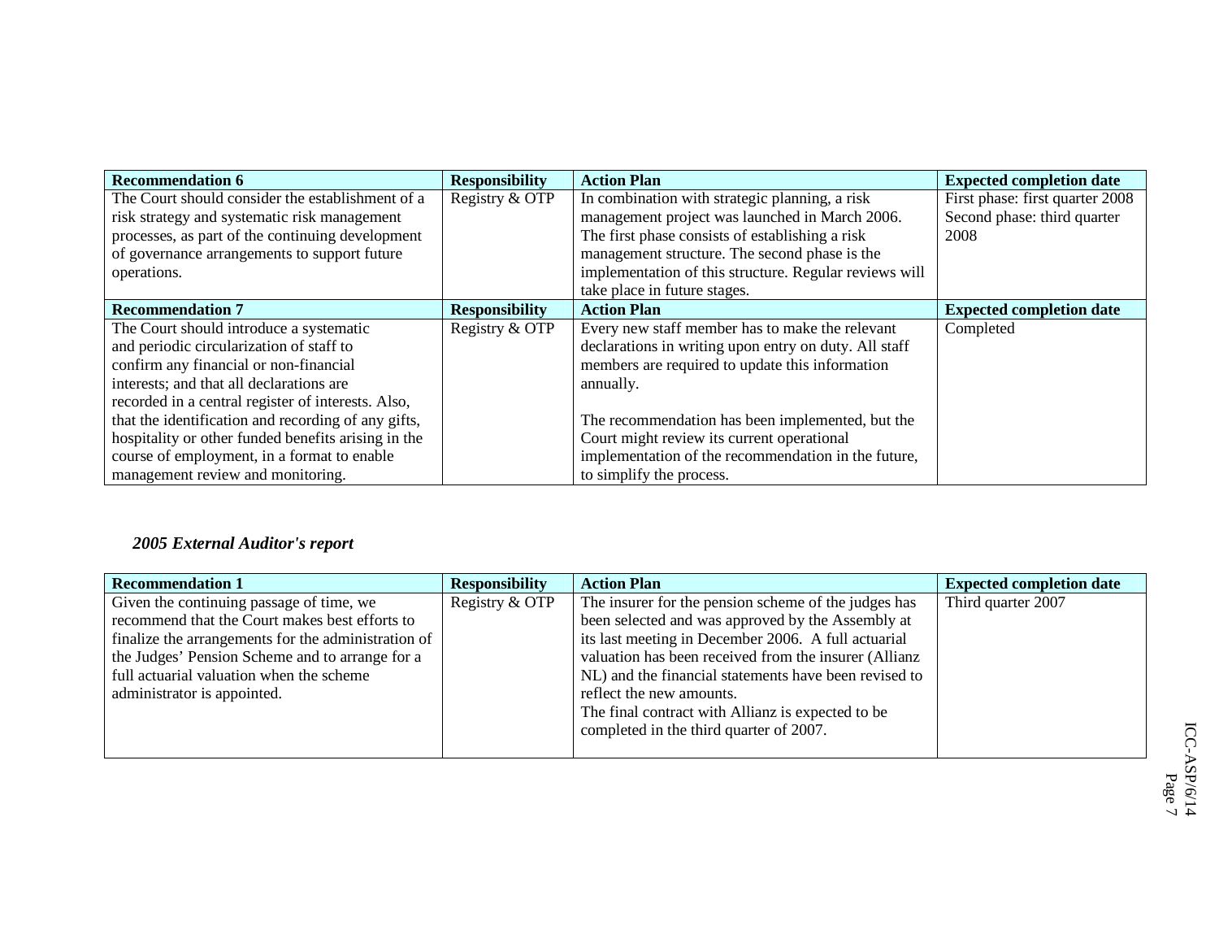| Recommendation 6 | Responsibility | Action Plan | Expected completion date |
| --- | --- | --- | --- |
| The Court should consider the establishment of a risk strategy and systematic risk management processes, as part of the continuing development of governance arrangements to support future operations. | Registry & OTP | In combination with strategic planning, a risk management project was launched in March 2006. The first phase consists of establishing a risk management structure. The second phase is the implementation of this structure. Regular reviews will take place in future stages. | First phase: first quarter 2008<br>Second phase: third quarter 2008 |
| **Recommendation 7** | **Responsibility** | **Action Plan** | **Expected completion date** |
| The Court should introduce a systematic and periodic circularization of staff to confirm any financial or non-financial interests; and that all declarations are recorded in a central register of interests. Also, that the identification and recording of any gifts, hospitality or other funded benefits arising in the course of employment, in a format to enable management review and monitoring. | Registry & OTP | Every new staff member has to make the relevant declarations in writing upon entry on duty. All staff members are required to update this information annually.<br><br>The recommendation has been implemented, but the Court might review its current operational implementation of the recommendation in the future, to simplify the process. | Completed |

***2005 External Auditor's report***

| Recommendation 1 | Responsibility | Action Plan | Expected completion date |
| --- | --- | --- | --- |
| Given the continuing passage of time, we recommend that the Court makes best efforts to finalize the arrangements for the administration of the Judges' Pension Scheme and to arrange for a full actuarial valuation when the scheme administrator is appointed. | Registry & OTP | The insurer for the pension scheme of the judges has been selected and was approved by the Assembly at its last meeting in December 2006. A full actuarial valuation has been received from the insurer (Allianz NL) and the financial statements have been revised to reflect the new amounts.<br>The final contract with Allianz is expected to be completed in the third quarter of 2007. | Third quarter 2007 |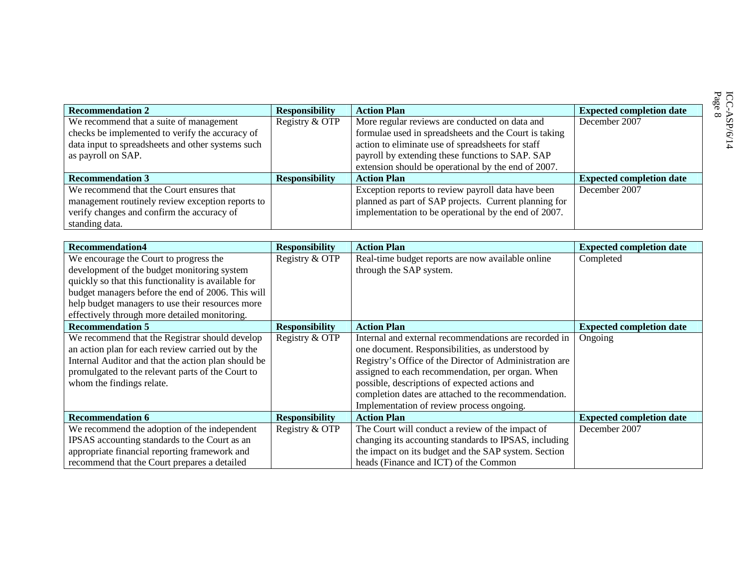| Recommendation 2 | Responsibility | Action Plan | Expected completion date |
|---|---|---|---|
| We recommend that a suite of management checks be implemented to verify the accuracy of data input to spreadsheets and other systems such as payroll on SAP. | Registry & OTP | More regular reviews are conducted on data and formulae used in spreadsheets and the Court is taking action to eliminate use of spreadsheets for staff payroll by extending these functions to SAP. SAP extension should be operational by the end of 2007. | December 2007 |
| **Recommendation 3** | **Responsibility** | **Action Plan** | **Expected completion date** |
| We recommend that the Court ensures that management routinely review exception reports to verify changes and confirm the accuracy of standing data. | | Exception reports to review payroll data have been planned as part of SAP projects. Current planning for implementation to be operational by the end of 2007. | December 2007 |

| Recommendation4 | Responsibility | Action Plan | Expected completion date |
|---|---|---|---|
| We encourage the Court to progress the development of the budget monitoring system quickly so that this functionality is available for budget managers before the end of 2006. This will help budget managers to use their resources more effectively through more detailed monitoring. | Registry & OTP | Real-time budget reports are now available online through the SAP system. | Completed |
| **Recommendation 5** | **Responsibility** | **Action Plan** | **Expected completion date** |
| We recommend that the Registrar should develop an action plan for each review carried out by the Internal Auditor and that the action plan should be promulgated to the relevant parts of the Court to whom the findings relate. | Registry & OTP | Internal and external recommendations are recorded in one document. Responsibilities, as understood by Registry's Office of the Director of Administration are assigned to each recommendation, per organ. When possible, descriptions of expected actions and completion dates are attached to the recommendation. Implementation of review process ongoing. | Ongoing |
| **Recommendation 6** | **Responsibility** | **Action Plan** | **Expected completion date** |
| We recommend the adoption of the independent IPSAS accounting standards to the Court as an appropriate financial reporting framework and recommend that the Court prepares a detailed | Registry & OTP | The Court will conduct a review of the impact of changing its accounting standards to IPSAS, including the impact on its budget and the SAP system. Section heads (Finance and ICT) of the Common | December 2007 |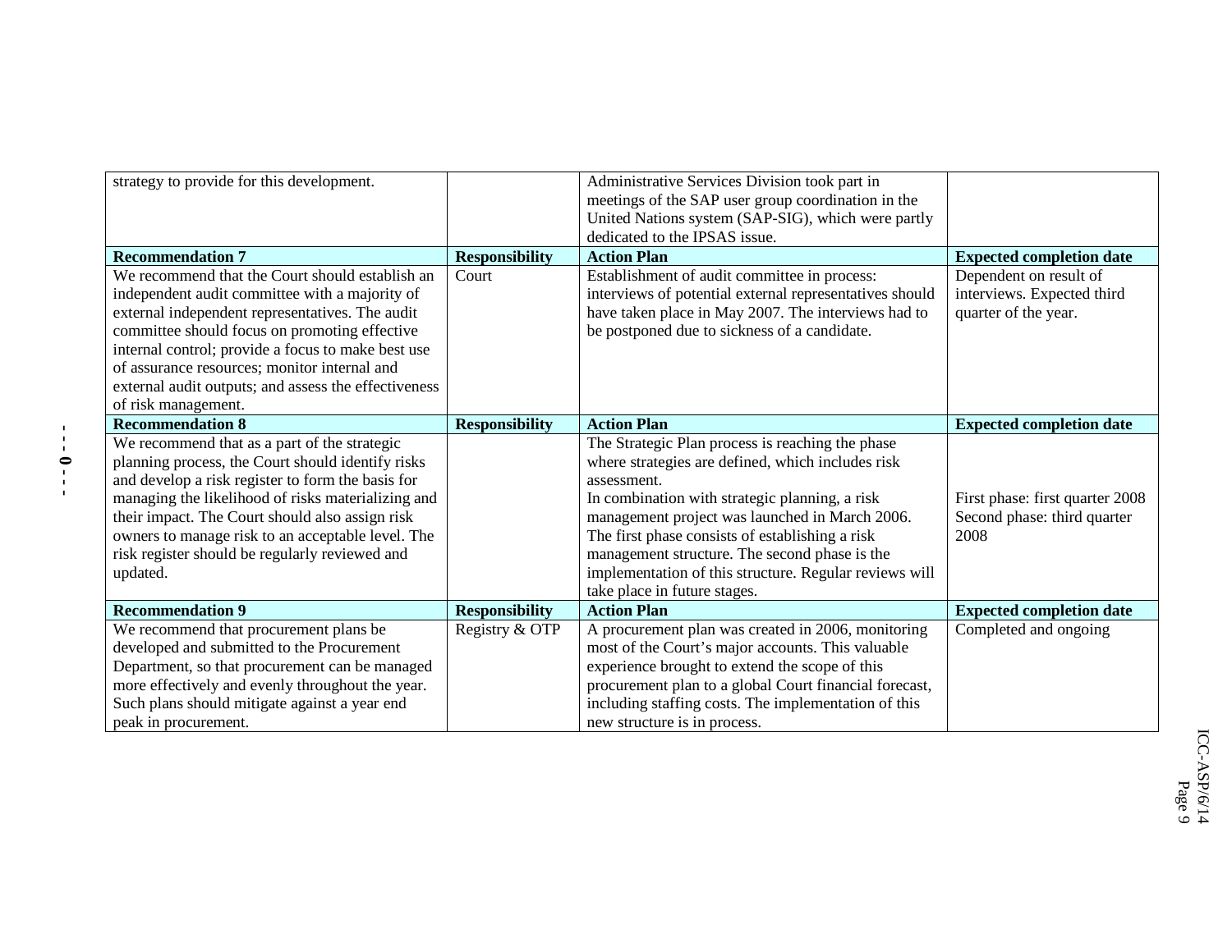| | | | |
|---|---|---|---|
| strategy to provide for this development. | | Administrative Services Division took part in meetings of the SAP user group coordination in the United Nations system (SAP-SIG), which were partly dedicated to the IPSAS issue. | |
| **Recommendation 7** | **Responsibility** | **Action Plan** | **Expected completion date** |
| We recommend that the Court should establish an independent audit committee with a majority of external independent representatives. The audit committee should focus on promoting effective internal control; provide a focus to make best use of assurance resources; monitor internal and external audit outputs; and assess the effectiveness of risk management. | Court | Establishment of audit committee in process: interviews of potential external representatives should have taken place in May 2007. The interviews had to be postponed due to sickness of a candidate. | Dependent on result of interviews. Expected third quarter of the year. |
| **Recommendation 8** | **Responsibility** | **Action Plan** | **Expected completion date** |
| We recommend that as a part of the strategic planning process, the Court should identify risks and develop a risk register to form the basis for managing the likelihood of risks materializing and their impact. The Court should also assign risk owners to manage risk to an acceptable level. The risk register should be regularly reviewed and updated. | | The Strategic Plan process is reaching the phase where strategies are defined, which includes risk assessment.<br>In combination with strategic planning, a risk management project was launched in March 2006. The first phase consists of establishing a risk management structure. The second phase is the implementation of this structure. Regular reviews will take place in future stages. | First phase: first quarter 2008<br>Second phase: third quarter 2008 |
| **Recommendation 9** | **Responsibility** | **Action Plan** | **Expected completion date** |
| We recommend that procurement plans be developed and submitted to the Procurement Department, so that procurement can be managed more effectively and evenly throughout the year. Such plans should mitigate against a year end peak in procurement. | Registry & OTP | A procurement plan was created in 2006, monitoring most of the Court's major accounts. This valuable experience brought to extend the scope of this procurement plan to a global Court financial forecast, including staffing costs. The implementation of this new structure is in process. | Completed and ongoing |

--- 0 ---